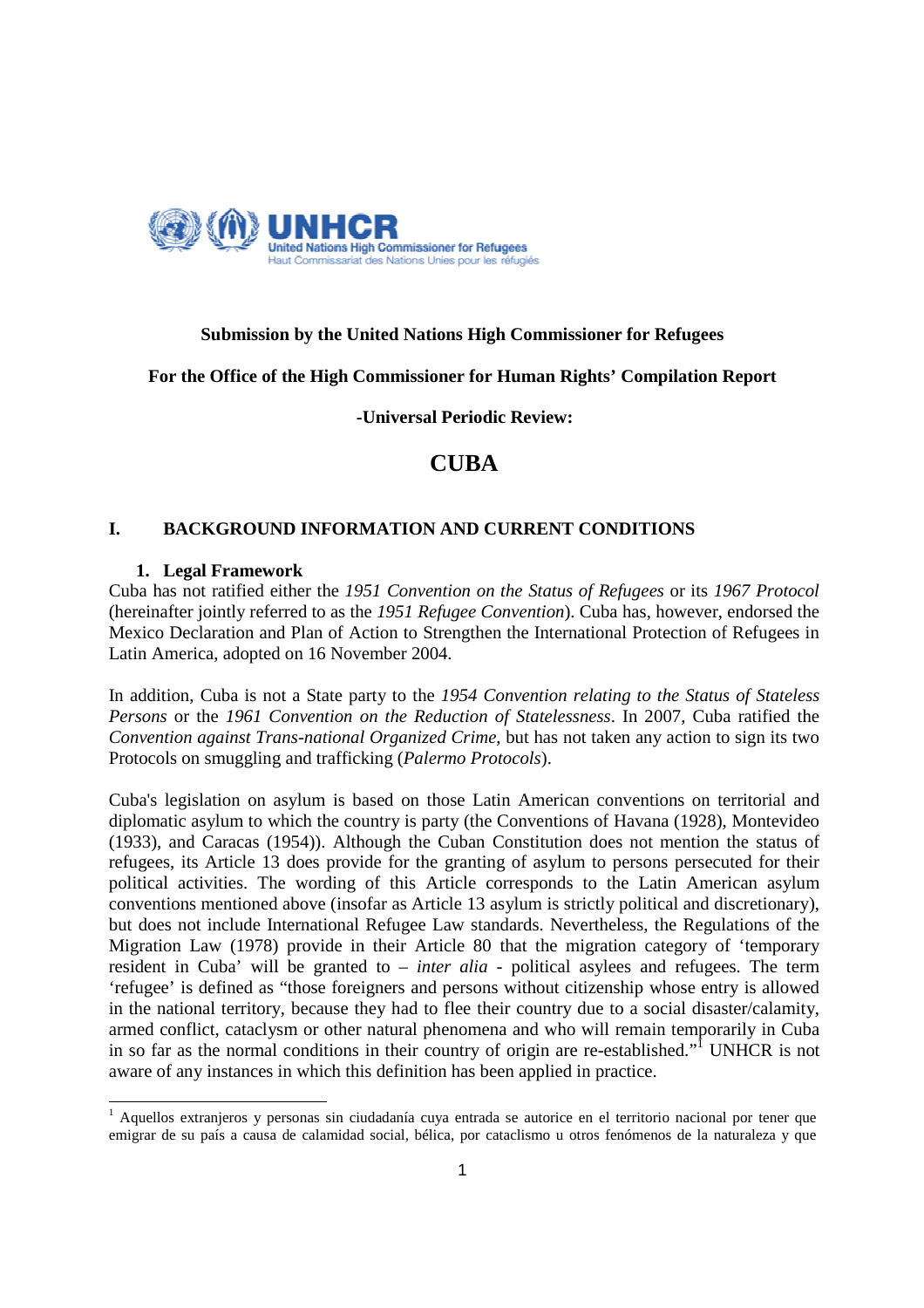**Submission by the United Nations High Commissioner for Refugees**

**For the Office of the High Commissioner for Human Rights' Compilation Report**

**-Universal Periodic Review:**

# CUBA

## I. BACKGROUND INFORMATION AND CURRENT CONDITIONS

### 1. Legal Framework

Cuba has not ratified either the *1951 Convention on the Status of Refugees* or its *1967 Protocol* (hereinafter jointly referred to as the *1951 Refugee Convention*). Cuba has, however, endorsed the Mexico Declaration and Plan of Action to Strengthen the International Protection of Refugees in Latin America, adopted on 16 November 2004.

In addition, Cuba is not a State party to the *1954 Convention relating to the Status of Stateless Persons* or the *1961 Convention on the Reduction of Statelessness*. In 2007, Cuba ratified the *Convention against Trans-national Organized Crime*, but has not taken any action to sign its two Protocols on smuggling and trafficking (*Palermo Protocols*).

Cuba's legislation on asylum is based on those Latin American conventions on territorial and diplomatic asylum to which the country is party (the Conventions of Havana (1928), Montevideo (1933), and Caracas (1954)). Although the Cuban Constitution does not mention the status of refugees, its Article 13 does provide for the granting of asylum to persons persecuted for their political activities. The wording of this Article corresponds to the Latin American asylum conventions mentioned above (insofar as Article 13 asylum is strictly political and discretionary), but does not include International Refugee Law standards. Nevertheless, the Regulations of the Migration Law (1978) provide in their Article 80 that the migration category of 'temporary resident in Cuba' will be granted to – *inter alia* - political asylees and refugees. The term 'refugee' is defined as "those foreigners and persons without citizenship whose entry is allowed in the national territory, because they had to flee their country due to a social disaster/calamity, armed conflict, cataclysm or other natural phenomena and who will remain temporarily in Cuba in so far as the normal conditions in their country of origin are re-established."[1] UNHCR is not aware of any instances in which this definition has been applied in practice.

[1] Aquellos extranjeros y personas sin ciudadanía cuya entrada se autorice en el territorio nacional por tener que emigrar de su país a causa de calamidad social, bélica, por cataclismo u otros fenómenos de la naturaleza y que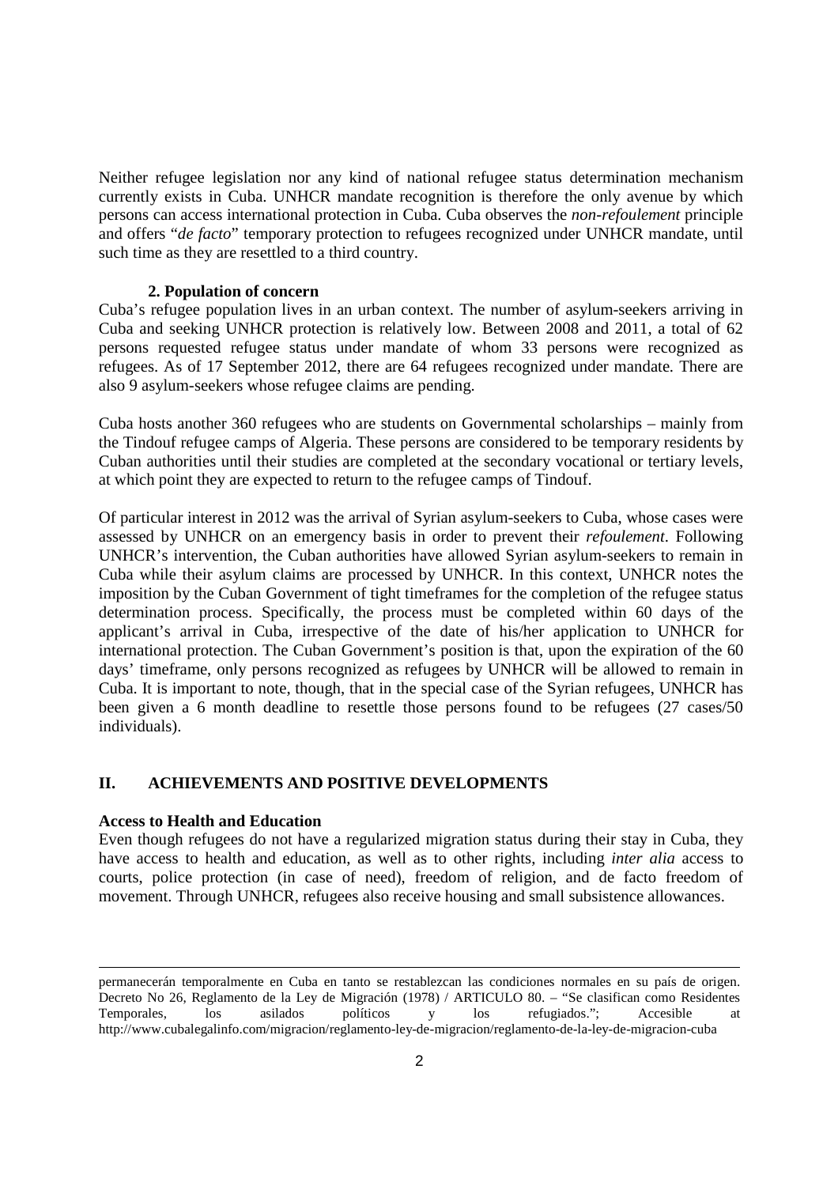Neither refugee legislation nor any kind of national refugee status determination mechanism currently exists in Cuba. UNHCR mandate recognition is therefore the only avenue by which persons can access international protection in Cuba. Cuba observes the *non-refoulement* principle and offers "*de facto*" temporary protection to refugees recognized under UNHCR mandate, until such time as they are resettled to a third country.

### 2. Population of concern

Cuba's refugee population lives in an urban context. The number of asylum-seekers arriving in Cuba and seeking UNHCR protection is relatively low. Between 2008 and 2011, a total of 62 persons requested refugee status under mandate of whom 33 persons were recognized as refugees. As of 17 September 2012, there are 64 refugees recognized under mandate. There are also 9 asylum-seekers whose refugee claims are pending.

Cuba hosts another 360 refugees who are students on Governmental scholarships – mainly from the Tindouf refugee camps of Algeria. These persons are considered to be temporary residents by Cuban authorities until their studies are completed at the secondary vocational or tertiary levels, at which point they are expected to return to the refugee camps of Tindouf.

Of particular interest in 2012 was the arrival of Syrian asylum-seekers to Cuba, whose cases were assessed by UNHCR on an emergency basis in order to prevent their *refoulement*. Following UNHCR's intervention, the Cuban authorities have allowed Syrian asylum-seekers to remain in Cuba while their asylum claims are processed by UNHCR. In this context, UNHCR notes the imposition by the Cuban Government of tight timeframes for the completion of the refugee status determination process. Specifically, the process must be completed within 60 days of the applicant's arrival in Cuba, irrespective of the date of his/her application to UNHCR for international protection. The Cuban Government's position is that, upon the expiration of the 60 days' timeframe, only persons recognized as refugees by UNHCR will be allowed to remain in Cuba. It is important to note, though, that in the special case of the Syrian refugees, UNHCR has been given a 6 month deadline to resettle those persons found to be refugees (27 cases/50 individuals).

## II. ACHIEVEMENTS AND POSITIVE DEVELOPMENTS

**Access to Health and Education**

Even though refugees do not have a regularized migration status during their stay in Cuba, they have access to health and education, as well as to other rights, including *inter alia* access to courts, police protection (in case of need), freedom of religion, and de facto freedom of movement. Through UNHCR, refugees also receive housing and small subsistence allowances.

---

permanecerán temporalmente en Cuba en tanto se restablezcan las condiciones normales en su país de origen. Decreto No 26, Reglamento de la Ley de Migración (1978) / ARTICULO 80. – "Se clasifican como Residentes Temporales, los asilados políticos y los refugiados."; Accesible at http://www.cubalegalinfo.com/migracion/reglamento-ley-de-migracion/reglamento-de-la-ley-de-migracion-cuba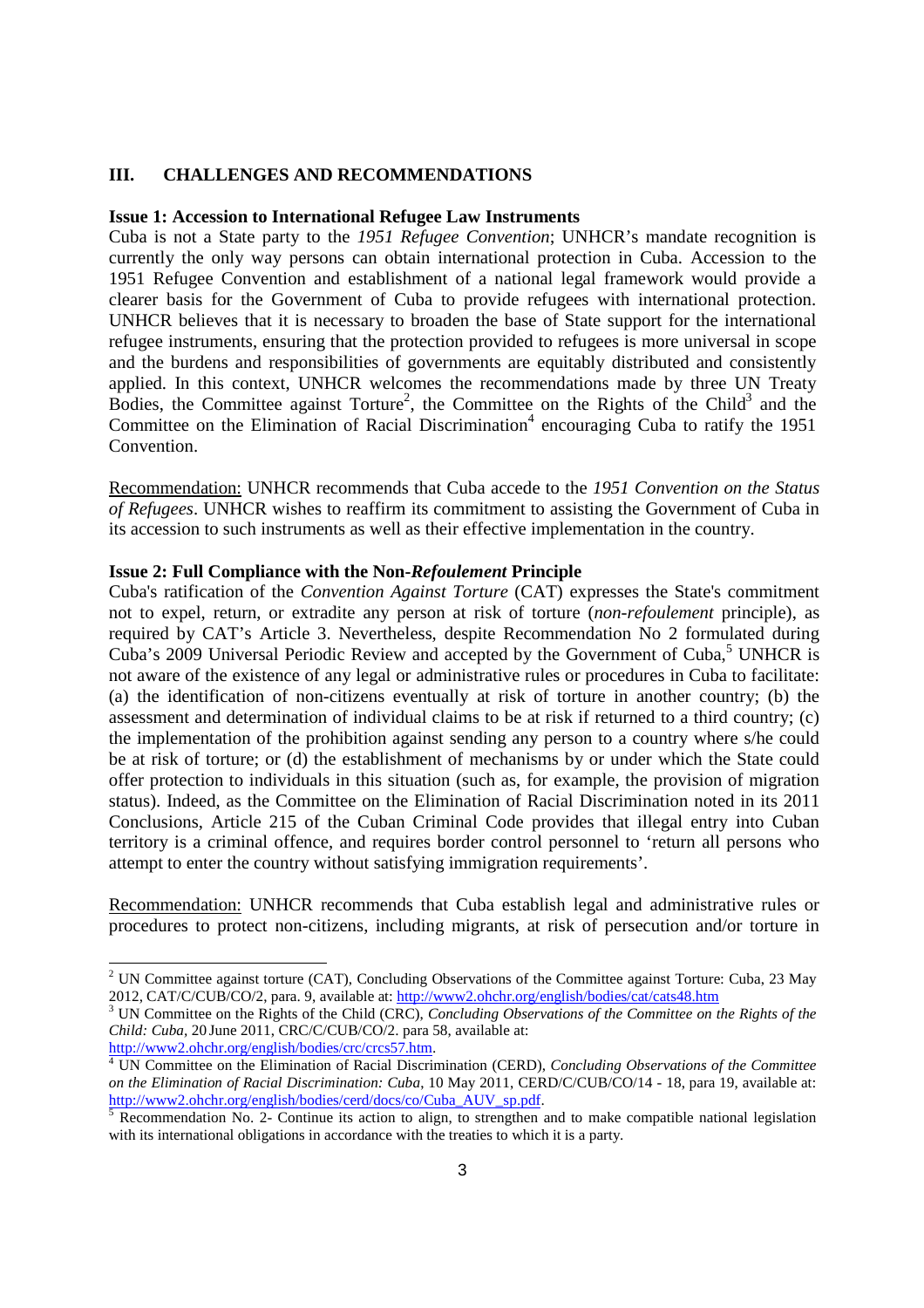## III. CHALLENGES AND RECOMMENDATIONS

### Issue 1: Accession to International Refugee Law Instruments

Cuba is not a State party to the *1951 Refugee Convention*; UNHCR's mandate recognition is currently the only way persons can obtain international protection in Cuba. Accession to the 1951 Refugee Convention and establishment of a national legal framework would provide a clearer basis for the Government of Cuba to provide refugees with international protection. UNHCR believes that it is necessary to broaden the base of State support for the international refugee instruments, ensuring that the protection provided to refugees is more universal in scope and the burdens and responsibilities of governments are equitably distributed and consistently applied. In this context, UNHCR welcomes the recommendations made by three UN Treaty Bodies, the Committee against Torture[2], the Committee on the Rights of the Child[3] and the Committee on the Elimination of Racial Discrimination[4] encouraging Cuba to ratify the 1951 Convention.

Recommendation: UNHCR recommends that Cuba accede to the *1951 Convention on the Status of Refugees*. UNHCR wishes to reaffirm its commitment to assisting the Government of Cuba in its accession to such instruments as well as their effective implementation in the country.

### Issue 2: Full Compliance with the Non-*Refoulement* Principle

Cuba's ratification of the *Convention Against Torture* (CAT) expresses the State's commitment not to expel, return, or extradite any person at risk of torture (*non-refoulement* principle), as required by CAT's Article 3. Nevertheless, despite Recommendation No 2 formulated during Cuba's 2009 Universal Periodic Review and accepted by the Government of Cuba,[5] UNHCR is not aware of the existence of any legal or administrative rules or procedures in Cuba to facilitate: (a) the identification of non-citizens eventually at risk of torture in another country; (b) the assessment and determination of individual claims to be at risk if returned to a third country; (c) the implementation of the prohibition against sending any person to a country where s/he could be at risk of torture; or (d) the establishment of mechanisms by or under which the State could offer protection to individuals in this situation (such as, for example, the provision of migration status). Indeed, as the Committee on the Elimination of Racial Discrimination noted in its 2011 Conclusions, Article 215 of the Cuban Criminal Code provides that illegal entry into Cuban territory is a criminal offence, and requires border control personnel to 'return all persons who attempt to enter the country without satisfying immigration requirements'.

Recommendation: UNHCR recommends that Cuba establish legal and administrative rules or procedures to protect non-citizens, including migrants, at risk of persecution and/or torture in

---

[2] UN Committee against torture (CAT), Concluding Observations of the Committee against Torture: Cuba, 23 May 2012, CAT/C/CUB/CO/2, para. 9, available at: http://www2.ohchr.org/english/bodies/cat/cats48.htm

[3] UN Committee on the Rights of the Child (CRC), *Concluding Observations of the Committee on the Rights of the Child: Cuba*, 20 June 2011, CRC/C/CUB/CO/2. para 58, available at: http://www2.ohchr.org/english/bodies/crc/crcs57.htm.

[4] UN Committee on the Elimination of Racial Discrimination (CERD), *Concluding Observations of the Committee on the Elimination of Racial Discrimination: Cuba*, 10 May 2011, CERD/C/CUB/CO/14 - 18, para 19, available at: http://www2.ohchr.org/english/bodies/cerd/docs/co/Cuba_AUV_sp.pdf.

[5] Recommendation No. 2- Continue its action to align, to strengthen and to make compatible national legislation with its international obligations in accordance with the treaties to which it is a party.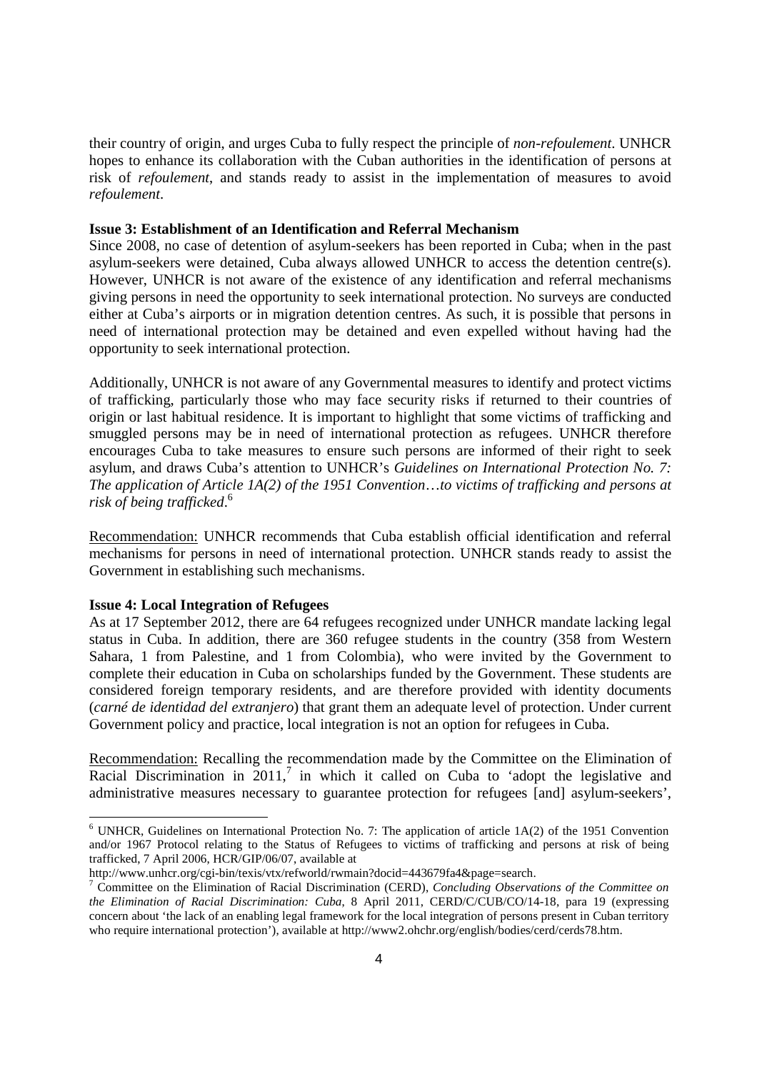their country of origin, and urges Cuba to fully respect the principle of *non-refoulement*. UNHCR hopes to enhance its collaboration with the Cuban authorities in the identification of persons at risk of *refoulement*, and stands ready to assist in the implementation of measures to avoid *refoulement*.

**Issue 3: Establishment of an Identification and Referral Mechanism**

Since 2008, no case of detention of asylum-seekers has been reported in Cuba; when in the past asylum-seekers were detained, Cuba always allowed UNHCR to access the detention centre(s). However, UNHCR is not aware of the existence of any identification and referral mechanisms giving persons in need the opportunity to seek international protection. No surveys are conducted either at Cuba's airports or in migration detention centres. As such, it is possible that persons in need of international protection may be detained and even expelled without having had the opportunity to seek international protection.

Additionally, UNHCR is not aware of any Governmental measures to identify and protect victims of trafficking, particularly those who may face security risks if returned to their countries of origin or last habitual residence. It is important to highlight that some victims of trafficking and smuggled persons may be in need of international protection as refugees. UNHCR therefore encourages Cuba to take measures to ensure such persons are informed of their right to seek asylum, and draws Cuba's attention to UNHCR's *Guidelines on International Protection No. 7: The application of Article 1A(2) of the 1951 Convention…to victims of trafficking and persons at risk of being trafficked*.[6]

Recommendation: UNHCR recommends that Cuba establish official identification and referral mechanisms for persons in need of international protection. UNHCR stands ready to assist the Government in establishing such mechanisms.

**Issue 4: Local Integration of Refugees**

As at 17 September 2012, there are 64 refugees recognized under UNHCR mandate lacking legal status in Cuba. In addition, there are 360 refugee students in the country (358 from Western Sahara, 1 from Palestine, and 1 from Colombia), who were invited by the Government to complete their education in Cuba on scholarships funded by the Government. These students are considered foreign temporary residents, and are therefore provided with identity documents (*carné de identidad del extranjero*) that grant them an adequate level of protection. Under current Government policy and practice, local integration is not an option for refugees in Cuba.

Recommendation: Recalling the recommendation made by the Committee on the Elimination of Racial Discrimination in 2011,[7] in which it called on Cuba to 'adopt the legislative and administrative measures necessary to guarantee protection for refugees [and] asylum-seekers',

---

[6] UNHCR, Guidelines on International Protection No. 7: The application of article 1A(2) of the 1951 Convention and/or 1967 Protocol relating to the Status of Refugees to victims of trafficking and persons at risk of being trafficked, 7 April 2006, HCR/GIP/06/07, available at http://www.unhcr.org/cgi-bin/texis/vtx/refworld/rwmain?docid=443679fa4&page=search.

[7] Committee on the Elimination of Racial Discrimination (CERD), *Concluding Observations of the Committee on the Elimination of Racial Discrimination: Cuba*, 8 April 2011, CERD/C/CUB/CO/14-18, para 19 (expressing concern about 'the lack of an enabling legal framework for the local integration of persons present in Cuban territory who require international protection'), available at http://www2.ohchr.org/english/bodies/cerd/cerds78.htm.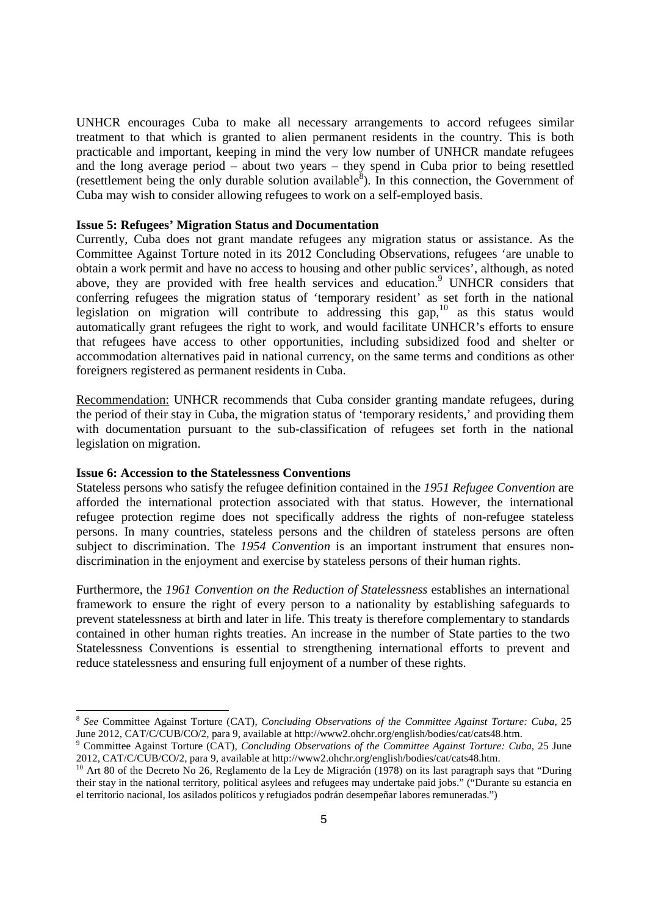UNHCR encourages Cuba to make all necessary arrangements to accord refugees similar treatment to that which is granted to alien permanent residents in the country. This is both practicable and important, keeping in mind the very low number of UNHCR mandate refugees and the long average period – about two years – they spend in Cuba prior to being resettled (resettlement being the only durable solution available[8]). In this connection, the Government of Cuba may wish to consider allowing refugees to work on a self-employed basis.

**Issue 5: Refugees' Migration Status and Documentation**

Currently, Cuba does not grant mandate refugees any migration status or assistance. As the Committee Against Torture noted in its 2012 Concluding Observations, refugees 'are unable to obtain a work permit and have no access to housing and other public services', although, as noted above, they are provided with free health services and education.[9] UNHCR considers that conferring refugees the migration status of 'temporary resident' as set forth in the national legislation on migration will contribute to addressing this gap,[10] as this status would automatically grant refugees the right to work, and would facilitate UNHCR's efforts to ensure that refugees have access to other opportunities, including subsidized food and shelter or accommodation alternatives paid in national currency, on the same terms and conditions as other foreigners registered as permanent residents in Cuba.

Recommendation: UNHCR recommends that Cuba consider granting mandate refugees, during the period of their stay in Cuba, the migration status of 'temporary residents,' and providing them with documentation pursuant to the sub-classification of refugees set forth in the national legislation on migration.

**Issue 6: Accession to the Statelessness Conventions**

Stateless persons who satisfy the refugee definition contained in the *1951 Refugee Convention* are afforded the international protection associated with that status. However, the international refugee protection regime does not specifically address the rights of non-refugee stateless persons. In many countries, stateless persons and the children of stateless persons are often subject to discrimination. The *1954 Convention* is an important instrument that ensures non-discrimination in the enjoyment and exercise by stateless persons of their human rights.

Furthermore, the *1961 Convention on the Reduction of Statelessness* establishes an international framework to ensure the right of every person to a nationality by establishing safeguards to prevent statelessness at birth and later in life. This treaty is therefore complementary to standards contained in other human rights treaties. An increase in the number of State parties to the two Statelessness Conventions is essential to strengthening international efforts to prevent and reduce statelessness and ensuring full enjoyment of a number of these rights.

---

[8] *See* Committee Against Torture (CAT), *Concluding Observations of the Committee Against Torture: Cuba*, 25 June 2012, CAT/C/CUB/CO/2, para 9, available at http://www2.ohchr.org/english/bodies/cat/cats48.htm.

[9] Committee Against Torture (CAT), *Concluding Observations of the Committee Against Torture: Cuba*, 25 June 2012, CAT/C/CUB/CO/2, para 9, available at http://www2.ohchr.org/english/bodies/cat/cats48.htm.

[10] Art 80 of the Decreto No 26, Reglamento de la Ley de Migración (1978) on its last paragraph says that "During their stay in the national territory, political asylees and refugees may undertake paid jobs." ("Durante su estancia en el territorio nacional, los asilados políticos y refugiados podrán desempeñar labores remuneradas.")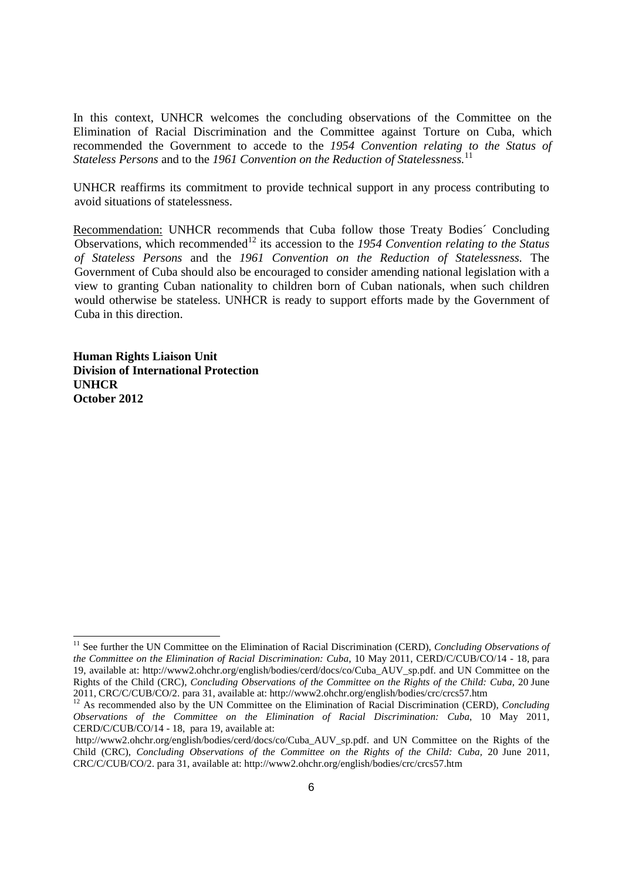In this context, UNHCR welcomes the concluding observations of the Committee on the Elimination of Racial Discrimination and the Committee against Torture on Cuba, which recommended the Government to accede to the *1954 Convention relating to the Status of Stateless Persons* and to the *1961 Convention on the Reduction of Statelessness.*[11]

UNHCR reaffirms its commitment to provide technical support in any process contributing to avoid situations of statelessness.

<u>Recommendation:</u> UNHCR recommends that Cuba follow those Treaty Bodies´ Concluding Observations, which recommended[12] its accession to the *1954 Convention relating to the Status of Stateless Persons* and the *1961 Convention on the Reduction of Statelessness.* The Government of Cuba should also be encouraged to consider amending national legislation with a view to granting Cuban nationality to children born of Cuban nationals, when such children would otherwise be stateless. UNHCR is ready to support efforts made by the Government of Cuba in this direction.

**Human Rights Liaison Unit**
**Division of International Protection**
**UNHCR**
**October 2012**

---

[11] See further the UN Committee on the Elimination of Racial Discrimination (CERD), *Concluding Observations of the Committee on the Elimination of Racial Discrimination: Cuba*, 10 May 2011, CERD/C/CUB/CO/14 - 18, para 19, available at: http://www2.ohchr.org/english/bodies/cerd/docs/co/Cuba_AUV_sp.pdf. and UN Committee on the Rights of the Child (CRC), *Concluding Observations of the Committee on the Rights of the Child: Cuba,* 20 June 2011, CRC/C/CUB/CO/2. para 31, available at: http://www2.ohchr.org/english/bodies/crc/crcs57.htm

[12] As recommended also by the UN Committee on the Elimination of Racial Discrimination (CERD), *Concluding Observations of the Committee on the Elimination of Racial Discrimination: Cuba*, 10 May 2011, CERD/C/CUB/CO/14 - 18, para 19, available at:
http://www2.ohchr.org/english/bodies/cerd/docs/co/Cuba_AUV_sp.pdf. and UN Committee on the Rights of the Child (CRC), *Concluding Observations of the Committee on the Rights of the Child: Cuba,* 20 June 2011, CRC/C/CUB/CO/2. para 31, available at: http://www2.ohchr.org/english/bodies/crc/crcs57.htm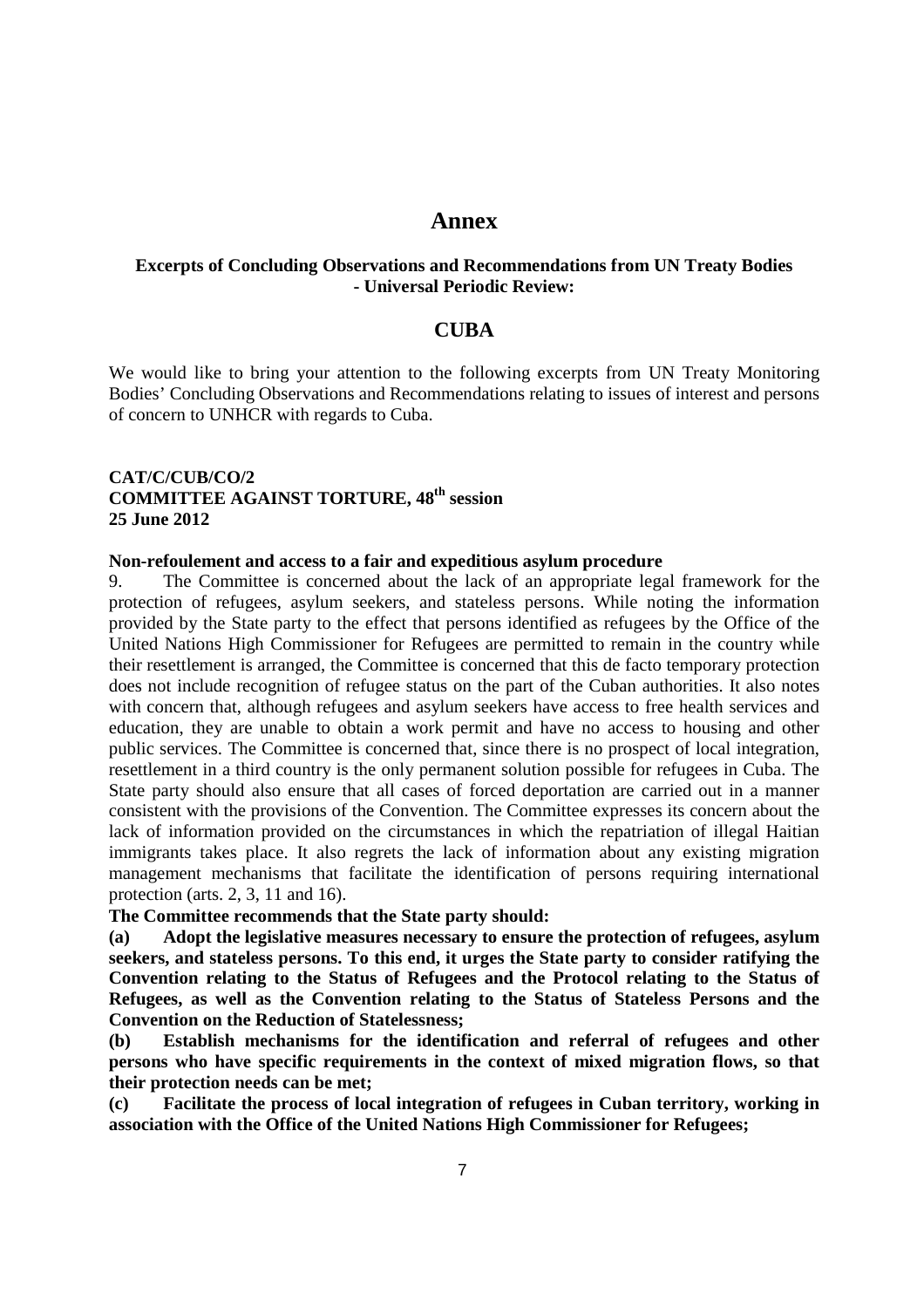# Annex

**Excerpts of Concluding Observations and Recommendations from UN Treaty Bodies - Universal Periodic Review:**

## CUBA

We would like to bring your attention to the following excerpts from UN Treaty Monitoring Bodies' Concluding Observations and Recommendations relating to issues of interest and persons of concern to UNHCR with regards to Cuba.

**CAT/C/CUB/CO/2**
**COMMITTEE AGAINST TORTURE, 48th session**
**25 June 2012**

**Non-refoulement and access to a fair and expeditious asylum procedure**

9. The Committee is concerned about the lack of an appropriate legal framework for the protection of refugees, asylum seekers, and stateless persons. While noting the information provided by the State party to the effect that persons identified as refugees by the Office of the United Nations High Commissioner for Refugees are permitted to remain in the country while their resettlement is arranged, the Committee is concerned that this de facto temporary protection does not include recognition of refugee status on the part of the Cuban authorities. It also notes with concern that, although refugees and asylum seekers have access to free health services and education, they are unable to obtain a work permit and have no access to housing and other public services. The Committee is concerned that, since there is no prospect of local integration, resettlement in a third country is the only permanent solution possible for refugees in Cuba. The State party should also ensure that all cases of forced deportation are carried out in a manner consistent with the provisions of the Convention. The Committee expresses its concern about the lack of information provided on the circumstances in which the repatriation of illegal Haitian immigrants takes place. It also regrets the lack of information about any existing migration management mechanisms that facilitate the identification of persons requiring international protection (arts. 2, 3, 11 and 16).

**The Committee recommends that the State party should:**

**(a) Adopt the legislative measures necessary to ensure the protection of refugees, asylum seekers, and stateless persons. To this end, it urges the State party to consider ratifying the Convention relating to the Status of Refugees and the Protocol relating to the Status of Refugees, as well as the Convention relating to the Status of Stateless Persons and the Convention on the Reduction of Statelessness;**

**(b) Establish mechanisms for the identification and referral of refugees and other persons who have specific requirements in the context of mixed migration flows, so that their protection needs can be met;**

**(c) Facilitate the process of local integration of refugees in Cuban territory, working in association with the Office of the United Nations High Commissioner for Refugees;**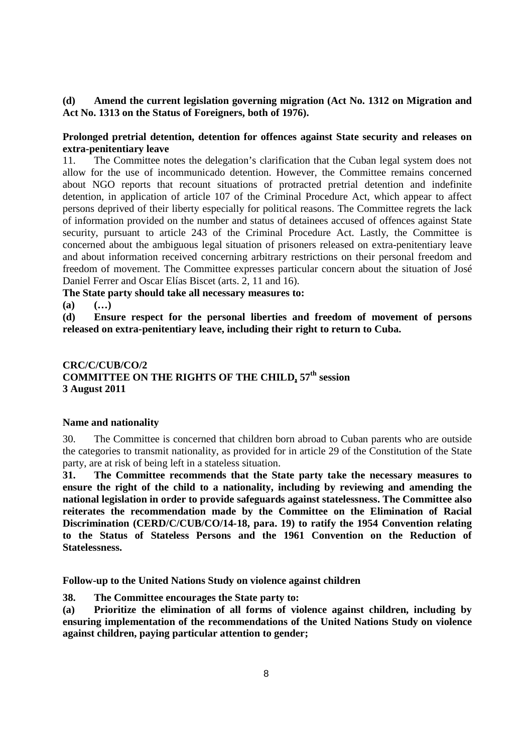**(d) Amend the current legislation governing migration (Act No. 1312 on Migration and Act No. 1313 on the Status of Foreigners, both of 1976).**

**Prolonged pretrial detention, detention for offences against State security and releases on extra-penitentiary leave**

11. The Committee notes the delegation's clarification that the Cuban legal system does not allow for the use of incommunicado detention. However, the Committee remains concerned about NGO reports that recount situations of protracted pretrial detention and indefinite detention, in application of article 107 of the Criminal Procedure Act, which appear to affect persons deprived of their liberty especially for political reasons. The Committee regrets the lack of information provided on the number and status of detainees accused of offences against State security, pursuant to article 243 of the Criminal Procedure Act. Lastly, the Committee is concerned about the ambiguous legal situation of prisoners released on extra-penitentiary leave and about information received concerning arbitrary restrictions on their personal freedom and freedom of movement. The Committee expresses particular concern about the situation of José Daniel Ferrer and Oscar Elías Biscet (arts. 2, 11 and 16).

**The State party should take all necessary measures to:**

**(a) (…)**

**(d) Ensure respect for the personal liberties and freedom of movement of persons released on extra-penitentiary leave, including their right to return to Cuba.**

**CRC/C/CUB/CO/2**
**COMMITTEE ON THE RIGHTS OF THE CHILD, 57th session**
**3 August 2011**

**Name and nationality**

30. The Committee is concerned that children born abroad to Cuban parents who are outside the categories to transmit nationality, as provided for in article 29 of the Constitution of the State party, are at risk of being left in a stateless situation.

**31. The Committee recommends that the State party take the necessary measures to ensure the right of the child to a nationality, including by reviewing and amending the national legislation in order to provide safeguards against statelessness. The Committee also reiterates the recommendation made by the Committee on the Elimination of Racial Discrimination (CERD/C/CUB/CO/14-18, para. 19) to ratify the 1954 Convention relating to the Status of Stateless Persons and the 1961 Convention on the Reduction of Statelessness.**

**Follow-up to the United Nations Study on violence against children**

**38. The Committee encourages the State party to:**

**(a) Prioritize the elimination of all forms of violence against children, including by ensuring implementation of the recommendations of the United Nations Study on violence against children, paying particular attention to gender;**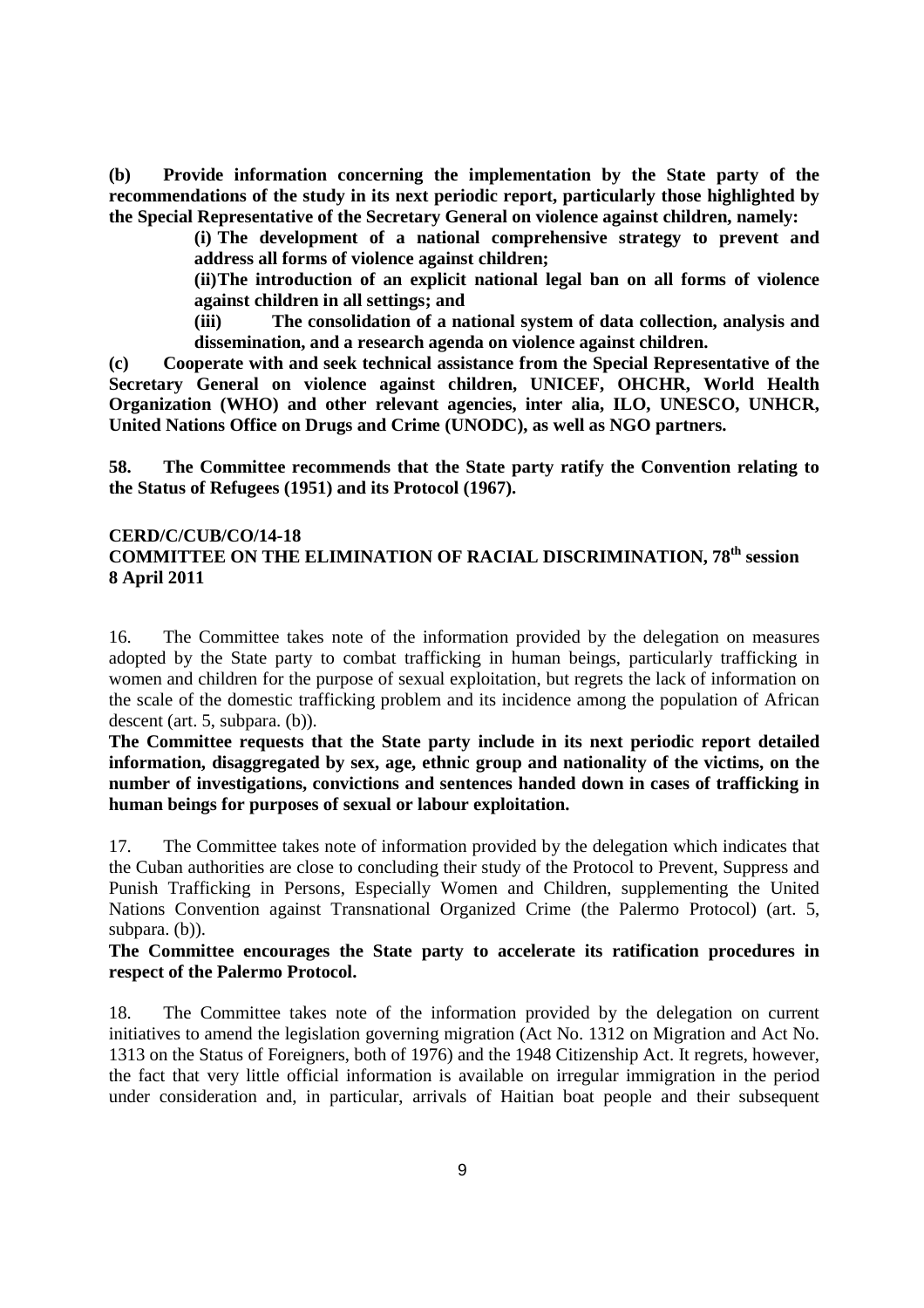**(b) Provide information concerning the implementation by the State party of the recommendations of the study in its next periodic report, particularly those highlighted by the Special Representative of the Secretary General on violence against children, namely:**

> **(i) The development of a national comprehensive strategy to prevent and address all forms of violence against children;**
>
> **(ii) The introduction of an explicit national legal ban on all forms of violence against children in all settings; and**
>
> **(iii) The consolidation of a national system of data collection, analysis and dissemination, and a research agenda on violence against children.**

**(c) Cooperate with and seek technical assistance from the Special Representative of the Secretary General on violence against children, UNICEF, OHCHR, World Health Organization (WHO) and other relevant agencies, inter alia, ILO, UNESCO, UNHCR, United Nations Office on Drugs and Crime (UNODC), as well as NGO partners.**

**58. The Committee recommends that the State party ratify the Convention relating to the Status of Refugees (1951) and its Protocol (1967).**

**CERD/C/CUB/CO/14-18**
**COMMITTEE ON THE ELIMINATION OF RACIAL DISCRIMINATION, 78th session**
**8 April 2011**

16. The Committee takes note of the information provided by the delegation on measures adopted by the State party to combat trafficking in human beings, particularly trafficking in women and children for the purpose of sexual exploitation, but regrets the lack of information on the scale of the domestic trafficking problem and its incidence among the population of African descent (art. 5, subpara. (b)).

**The Committee requests that the State party include in its next periodic report detailed information, disaggregated by sex, age, ethnic group and nationality of the victims, on the number of investigations, convictions and sentences handed down in cases of trafficking in human beings for purposes of sexual or labour exploitation.**

17. The Committee takes note of information provided by the delegation which indicates that the Cuban authorities are close to concluding their study of the Protocol to Prevent, Suppress and Punish Trafficking in Persons, Especially Women and Children, supplementing the United Nations Convention against Transnational Organized Crime (the Palermo Protocol) (art. 5, subpara. (b)).

**The Committee encourages the State party to accelerate its ratification procedures in respect of the Palermo Protocol.**

18. The Committee takes note of the information provided by the delegation on current initiatives to amend the legislation governing migration (Act No. 1312 on Migration and Act No. 1313 on the Status of Foreigners, both of 1976) and the 1948 Citizenship Act. It regrets, however, the fact that very little official information is available on irregular immigration in the period under consideration and, in particular, arrivals of Haitian boat people and their subsequent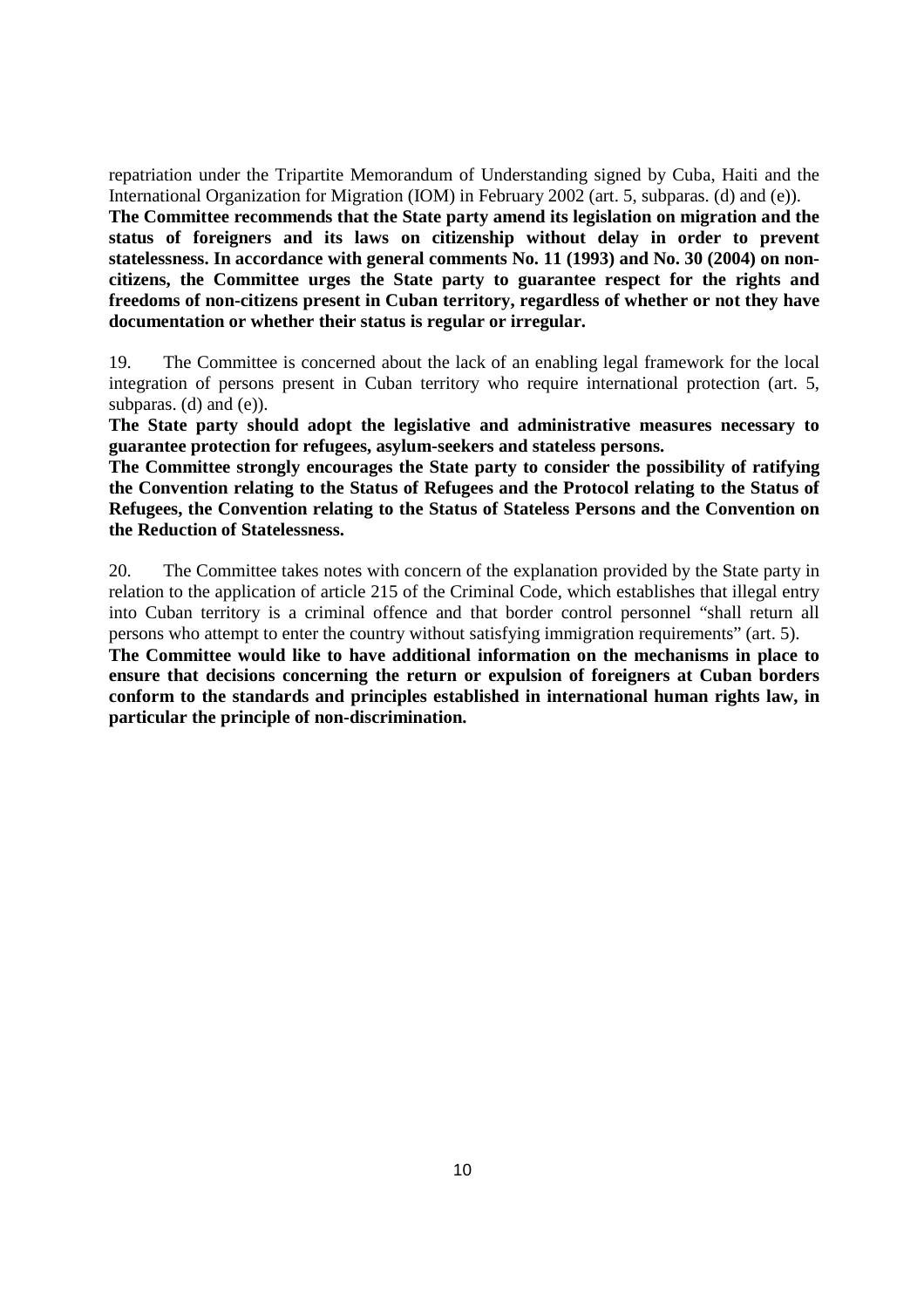repatriation under the Tripartite Memorandum of Understanding signed by Cuba, Haiti and the International Organization for Migration (IOM) in February 2002 (art. 5, subparas. (d) and (e)).

**The Committee recommends that the State party amend its legislation on migration and the status of foreigners and its laws on citizenship without delay in order to prevent statelessness. In accordance with general comments No. 11 (1993) and No. 30 (2004) on non-citizens, the Committee urges the State party to guarantee respect for the rights and freedoms of non-citizens present in Cuban territory, regardless of whether or not they have documentation or whether their status is regular or irregular.**

19. The Committee is concerned about the lack of an enabling legal framework for the local integration of persons present in Cuban territory who require international protection (art. 5, subparas. (d) and (e)).

**The State party should adopt the legislative and administrative measures necessary to guarantee protection for refugees, asylum-seekers and stateless persons.**

**The Committee strongly encourages the State party to consider the possibility of ratifying the Convention relating to the Status of Refugees and the Protocol relating to the Status of Refugees, the Convention relating to the Status of Stateless Persons and the Convention on the Reduction of Statelessness.**

20. The Committee takes notes with concern of the explanation provided by the State party in relation to the application of article 215 of the Criminal Code, which establishes that illegal entry into Cuban territory is a criminal offence and that border control personnel "shall return all persons who attempt to enter the country without satisfying immigration requirements" (art. 5).

**The Committee would like to have additional information on the mechanisms in place to ensure that decisions concerning the return or expulsion of foreigners at Cuban borders conform to the standards and principles established in international human rights law, in particular the principle of non-discrimination.**